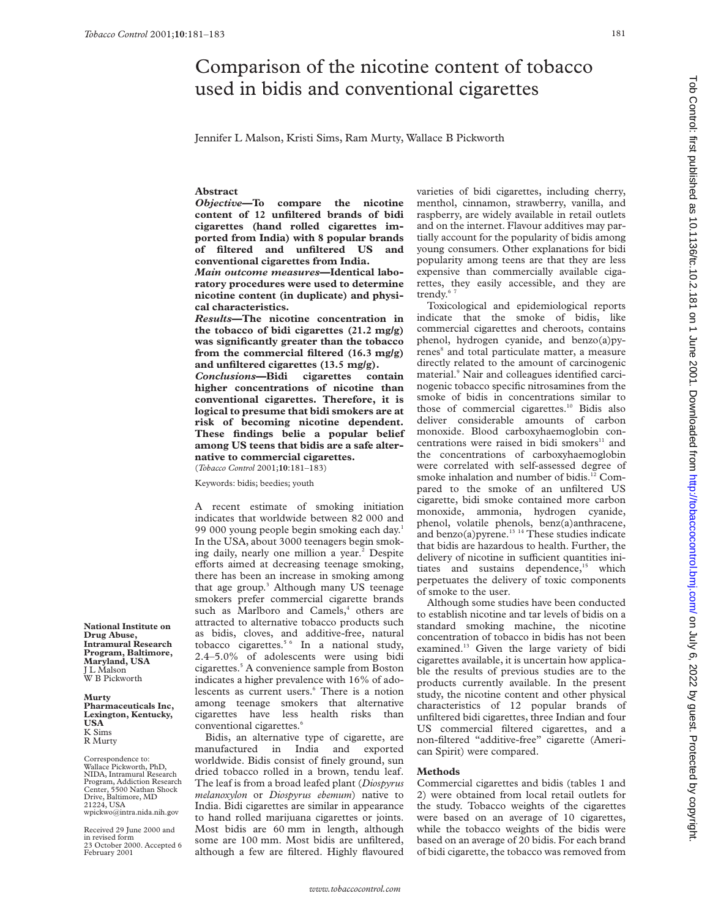# Comparison of the nicotine content of tobacco used in bidis and conventional cigarettes

Jennifer L Malson, Kristi Sims, Ram Murty, Wallace B Pickworth

## Abstract

***Objective*—To compare the nicotine content of 12 unfiltered brands of bidi cigarettes (hand rolled cigarettes imported from India) with 8 popular brands of filtered and unfiltered US and conventional cigarettes from India.**

***Main outcome measures*—Identical laboratory procedures were used to determine nicotine content (in duplicate) and physical characteristics.**

***Results*—The nicotine concentration in the tobacco of bidi cigarettes (21.2 mg/g) was significantly greater than the tobacco from the commercial filtered (16.3 mg/g) and unfiltered cigarettes (13.5 mg/g).**

***Conclusions*—Bidi cigarettes contain higher concentrations of nicotine than conventional cigarettes. Therefore, it is logical to presume that bidi smokers are at risk of becoming nicotine dependent. These findings belie a popular belief among US teens that bidis are a safe alternative to commercial cigarettes.**

(*Tobacco Control* 2001;**10**:181–183)

Keywords: bidis; beedies; youth

A recent estimate of smoking initiation indicates that worldwide between 82 000 and 99 000 young people begin smoking each day.[1] In the USA, about 3000 teenagers begin smoking daily, nearly one million a year.[2] Despite efforts aimed at decreasing teenage smoking, there has been an increase in smoking among that age group.[3] Although many US teenage smokers prefer commercial cigarette brands such as Marlboro and Camels,[4] others are attracted to alternative tobacco products such as bidis, cloves, and additive-free, natural tobacco cigarettes.[5 6] In a national study, 2.4–5.0% of adolescents were using bidi cigarettes.[5] A convenience sample from Boston indicates a higher prevalence with 16% of adolescents as current users.[6] There is a notion among teenage smokers that alternative cigarettes have less health risks than conventional cigarettes.[6]

Bidis, an alternative type of cigarette, are manufactured in India and exported worldwide. Bidis consist of finely ground, sun dried tobacco rolled in a brown, tendu leaf. The leaf is from a broad leafed plant (*Diospyrus melanoxylon* or *Diospyrus ebemum*) native to India. Bidi cigarettes are similar in appearance to hand rolled marijuana cigarettes or joints. Most bidis are 60 mm in length, although some are 100 mm. Most bidis are unfiltered, although a few are filtered. Highly flavoured varieties of bidi cigarettes, including cherry, menthol, cinnamon, strawberry, vanilla, and raspberry, are widely available in retail outlets and on the internet. Flavour additives may partially account for the popularity of bidis among young consumers. Other explanations for bidi popularity among teens are that they are less expensive than commercially available cigarettes, they easily accessible, and they are trendy.[6 7]

Toxicological and epidemiological reports indicate that the smoke of bidis, like commercial cigarettes and cheroots, contains phenol, hydrogen cyanide, and benzo(a)pyrenes[8] and total particulate matter, a measure directly related to the amount of carcinogenic material.[9] Nair and colleagues identified carcinogenic tobacco specific nitrosamines from the smoke of bidis in concentrations similar to those of commercial cigarettes.[10] Bidis also deliver considerable amounts of carbon monoxide. Blood carboxyhaemoglobin concentrations were raised in bidi smokers[11] and the concentrations of carboxyhaemoglobin were correlated with self-assessed degree of smoke inhalation and number of bidis.[12] Compared to the smoke of an unfiltered US cigarette, bidi smoke contained more carbon monoxide, ammonia, hydrogen cyanide, phenol, volatile phenols, benz(a)anthracene, and benzo(a)pyrene.[13 14] These studies indicate that bidis are hazardous to health. Further, the delivery of nicotine in sufficient quantities initiates and sustains dependence,[15] which perpetuates the delivery of toxic components of smoke to the user.

Although some studies have been conducted to establish nicotine and tar levels of bidis on a standard smoking machine, the nicotine concentration of tobacco in bidis has not been examined.[13] Given the large variety of bidi cigarettes available, it is uncertain how applicable the results of previous studies are to the products currently available. In the present study, the nicotine content and other physical characteristics of 12 popular brands of unfiltered bidi cigarettes, three Indian and four US commercial filtered cigarettes, and a non-filtered "additive-free" cigarette (American Spirit) were compared.

## Methods

Commercial cigarettes and bidis (tables 1 and 2) were obtained from local retail outlets for the study. Tobacco weights of the cigarettes were based on an average of 10 cigarettes, while the tobacco weights of the bidis were based on an average of 20 bidis. For each brand of bidi cigarette, the tobacco was removed from

**National Institute on Drug Abuse, Intramural Research Program, Baltimore, Maryland, USA**
J L Malson
W B Pickworth

**Murty Pharmaceuticals Inc, Lexington, Kentucky, USA**
K Sims
R Murty

Correspondence to: Wallace Pickworth, PhD, NIDA, Intramural Research Program, Addiction Research Center, 5500 Nathan Shock Drive, Baltimore, MD 21224, USA
wpickwo@intra.nida.nih.gov

Received 29 June 2000 and in revised form 23 October 2000. Accepted 6 February 2001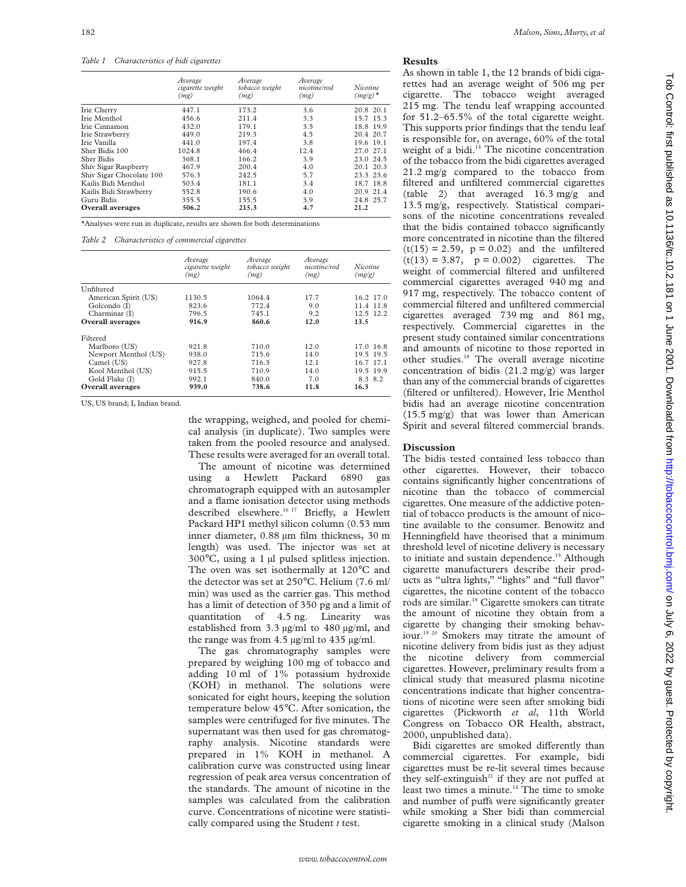*Table 1 Characteristics of bidi cigarettes*

| | Average cigarette weight (mg) | Average tobacco weight (mg) | Average nicotine/rod (mg) | Nicotine (mg/g)* |
|---|---|---|---|---|
| Irie Cherry | 447.1 | 173.2 | 3.6 | 20.8 20.1 |
| Irie Menthol | 456.6 | 211.4 | 3.3 | 15.7 15.3 |
| Irie Cinnamon | 432.0 | 179.1 | 3.5 | 18.8 19.9 |
| Irie Strawberry | 449.0 | 219.3 | 4.5 | 20.4 20.7 |
| Irie Vanilla | 441.0 | 197.4 | 3.8 | 19.6 19.1 |
| Sher Bidis 100 | 1024.8 | 466.4 | 12.4 | 27.0 27.1 |
| Sher Bidis | 368.1 | 166.2 | 3.9 | 23.0 24.5 |
| Shiv Sigar Raspberry | 467.9 | 200.4 | 4.0 | 20.1 20.3 |
| Shiv Sigar Chocolate 100 | 576.3 | 242.5 | 5.7 | 23.3 23.6 |
| Kailis Bidi Menthol | 503.4 | 181.1 | 3.4 | 18.7 18.8 |
| Kailis Bidi Strawberry | 552.8 | 190.6 | 4.0 | 20.9 21.4 |
| Guru Bidis | 355.5 | 155.5 | 3.9 | 24.8 25.7 |
| **Overall averages** | **506.2** | **215.3** | **4.7** | **21.2** |

*Analyses were run in duplicate, results are shown for both determinations

*Table 2 Characteristics of commercial cigarettes*

| | Average cigarette weight (mg) | Average tobacco weight (mg) | Average nicotine/rod (mg) | Nicotine (mg/g) |
|---|---|---|---|---|
| Unfiltered | | | | |
| American Spirit (US) | 1130.5 | 1064.4 | 17.7 | 16.2 17.0 |
| Golcondo (I) | 823.6 | 772.4 | 9.0 | 11.4 11.8 |
| Charminar (I) | 796.5 | 745.1 | 9.2 | 12.5 12.2 |
| **Overall averages** | **916.9** | **860.6** | **12.0** | **13.5** |
| Filtered | | | | |
| Marlboro (US) | 921.8 | 710.0 | 12.0 | 17.0 16.8 |
| Newport Menthol (US) | 938.0 | 715.6 | 14.0 | 19.5 19.5 |
| Camel (US) | 927.8 | 716.3 | 12.1 | 16.7 17.1 |
| Kool Menthol (US) | 915.5 | 710.9 | 14.0 | 19.5 19.9 |
| Gold Flake (I) | 992.1 | 840.0 | 7.0 | 8.3 8.2 |
| **Overall averages** | **939.0** | **738.6** | **11.8** | **16.3** |

US, US brand; I, Indian brand.

the wrapping, weighed, and pooled for chemical analysis (in duplicate). Two samples were taken from the pooled resource and analysed. These results were averaged for an overall total.

The amount of nicotine was determined using a Hewlett Packard 6890 gas chromatograph equipped with an autosampler and a flame ionisation detector using methods described elsewhere.[16 17] Briefly, a Hewlett Packard HP1 methyl silicon column (0.53 mm inner diameter, 0.88 µm film thickness, 30 m length) was used. The injector was set at 300°C, using a 1 µl pulsed splitless injection. The oven was set isothermally at 120°C and the detector was set at 250°C. Helium (7.6 ml/min) was used as the carrier gas. This method has a limit of detection of 350 pg and a limit of quantitation of 4.5 ng. Linearity was established from 3.3 µg/ml to 480 µg/ml, and the range was from 4.5 µg/ml to 435 µg/ml.

The gas chromatography samples were prepared by weighing 100 mg of tobacco and adding 10 ml of 1% potassium hydroxide (KOH) in methanol. The solutions were sonicated for eight hours, keeping the solution temperature below 45°C. After sonication, the samples were centrifuged for five minutes. The supernatant was then used for gas chromatography analysis. Nicotine standards were prepared in 1% KOH in methanol. A calibration curve was constructed using linear regression of peak area versus concentration of the standards. The amount of nicotine in the samples was calculated from the calibration curve. Concentrations of nicotine were statistically compared using the Student *t* test.

## Results

As shown in table 1, the 12 brands of bidi cigarettes had an average weight of 506 mg per cigarette. The tobacco weight averaged 215 mg. The tendu leaf wrapping accounted for 51.2–65.5% of the total cigarette weight. This supports prior findings that the tendu leaf is responsible for, on average, 60% of the total weight of a bidi.[14] The nicotine concentration of the tobacco from the bidi cigarettes averaged 21.2 mg/g compared to the tobacco from filtered and unfiltered commercial cigarettes (table 2) that averaged 16.3 mg/g and 13.5 mg/g, respectively. Statistical comparisons of the nicotine concentrations revealed that the bidis contained tobacco significantly more concentrated in nicotine than the filtered ($t(15) = 2.59$, $p = 0.02$) and the unfiltered ($t(13) = 3.87$, $p = 0.002$) cigarettes. The weight of commercial filtered and unfiltered commercial cigarettes averaged 940 mg and 917 mg, respectively. The tobacco content of commercial filtered and unfiltered commercial cigarettes averaged 739 mg and 861 mg, respectively. Commercial cigarettes in the present study contained similar concentrations and amounts of nicotine to those reported in other studies.[18] The overall average nicotine concentration of bidis (21.2 mg/g) was larger than any of the commercial brands of cigarettes (filtered or unfiltered). However, Irie Menthol bidis had an average nicotine concentration (15.5 mg/g) that was lower than American Spirit and several filtered commercial brands.

## Discussion

The bidis tested contained less tobacco than other cigarettes. However, their tobacco contains significantly higher concentrations of nicotine than the tobacco of commercial cigarettes. One measure of the addictive potential of tobacco products is the amount of nicotine available to the consumer. Benowitz and Henningfield have theorised that a minimum threshold level of nicotine delivery is necessary to initiate and sustain dependence.[15] Although cigarette manufacturers describe their products as "ultra lights," "lights" and "full flavor" cigarettes, the nicotine content of the tobacco rods are similar.[18] Cigarette smokers can titrate the amount of nicotine they obtain from a cigarette by changing their smoking behaviour.[19 20] Smokers may titrate the amount of nicotine delivery from bidis just as they adjust the nicotine delivery from commercial cigarettes. However, preliminary results from a clinical study that measured plasma nicotine concentrations indicate that higher concentrations of nicotine were seen after smoking bidi cigarettes (Pickworth *et al*, 11th World Congress on Tobacco OR Health, abstract, 2000, unpublished data).

Bidi cigarettes are smoked differently than commercial cigarettes. For example, bidi cigarettes must be re-lit several times because they self-extinguish[21] if they are not puffed at least two times a minute.[14] The time to smoke and number of puffs were significantly greater while smoking a Sher bidi than commercial cigarette smoking in a clinical study (Malson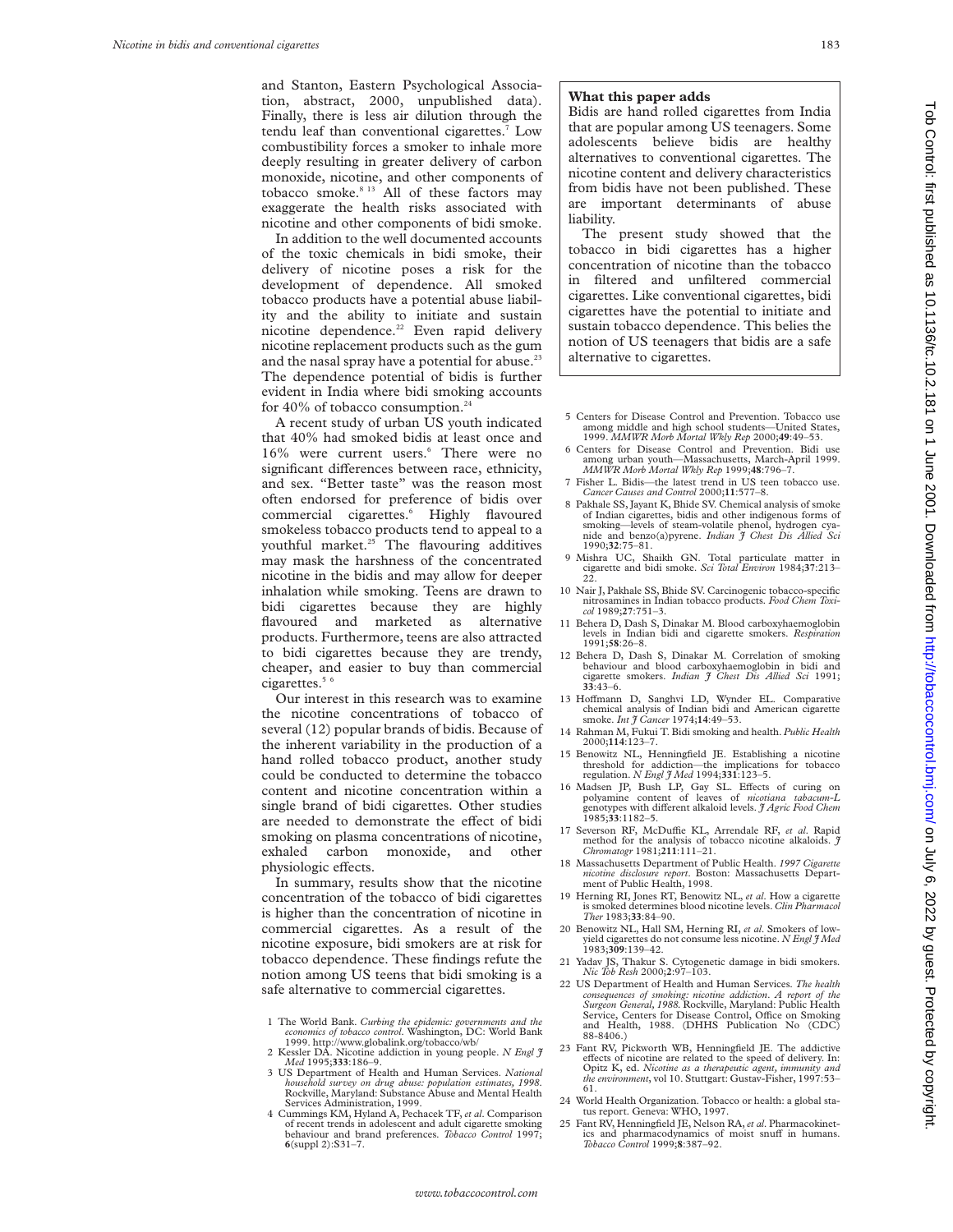and Stanton, Eastern Psychological Association, abstract, 2000, unpublished data). Finally, there is less air dilution through the tendu leaf than conventional cigarettes.[7] Low combustibility forces a smoker to inhale more deeply resulting in greater delivery of carbon monoxide, nicotine, and other components of tobacco smoke.[8 13] All of these factors may exaggerate the health risks associated with nicotine and other components of bidi smoke.

In addition to the well documented accounts of the toxic chemicals in bidi smoke, their delivery of nicotine poses a risk for the development of dependence. All smoked tobacco products have a potential abuse liability and the ability to initiate and sustain nicotine dependence.[22] Even rapid delivery nicotine replacement products such as the gum and the nasal spray have a potential for abuse.[23] The dependence potential of bidis is further evident in India where bidi smoking accounts for 40% of tobacco consumption.[24]

A recent study of urban US youth indicated that 40% had smoked bidis at least once and 16% were current users.[6] There were no significant differences between race, ethnicity, and sex. "Better taste" was the reason most often endorsed for preference of bidis over commercial cigarettes.[6] Highly flavoured smokeless tobacco products tend to appeal to a youthful market.[25] The flavouring additives may mask the harshness of the concentrated nicotine in the bidis and may allow for deeper inhalation while smoking. Teens are drawn to bidi cigarettes because they are highly flavoured and marketed as alternative products. Furthermore, teens are also attracted to bidi cigarettes because they are trendy, cheaper, and easier to buy than commercial cigarettes.[5 6]

Our interest in this research was to examine the nicotine concentrations of tobacco of several (12) popular brands of bidis. Because of the inherent variability in the production of a hand rolled tobacco product, another study could be conducted to determine the tobacco content and nicotine concentration within a single brand of bidi cigarettes. Other studies are needed to demonstrate the effect of bidi smoking on plasma concentrations of nicotine, exhaled carbon monoxide, and other physiologic effects.

In summary, results show that the nicotine concentration of the tobacco of bidi cigarettes is higher than the concentration of nicotine in commercial cigarettes. As a result of the nicotine exposure, bidi smokers are at risk for tobacco dependence. These findings refute the notion among US teens that bidi smoking is a safe alternative to commercial cigarettes.

**What this paper adds**

Bidis are hand rolled cigarettes from India that are popular among US teenagers. Some adolescents believe bidis are healthy alternatives to conventional cigarettes. The nicotine content and delivery characteristics from bidis have not been published. These are important determinants of abuse liability.

The present study showed that the tobacco in bidi cigarettes has a higher concentration of nicotine than the tobacco in filtered and unfiltered commercial cigarettes. Like conventional cigarettes, bidi cigarettes have the potential to initiate and sustain tobacco dependence. This belies the notion of US teenagers that bidis are a safe alternative to cigarettes.

1 The World Bank. *Curbing the epidemic: governments and the economics of tobacco control*. Washington, DC: World Bank 1999. http://www.globalink.org/tobacco/wb/
2 Kessler DA. Nicotine addiction in young people. *N Engl J Med* 1995;**333**:186–9.
3 US Department of Health and Human Services. *National household survey on drug abuse: population estimates, 1998*. Rockville, Maryland: Substance Abuse and Mental Health Services Administration, 1999.
4 Cummings KM, Hyland A, Pechacek TF, *et al*. Comparison of recent trends in adolescent and adult cigarette smoking behaviour and brand preferences. *Tobacco Control* 1997; **6**(suppl 2):S31–7.
5 Centers for Disease Control and Prevention. Tobacco use among middle and high school students—United States, 1999. *MMWR Morb Mortal Wkly Rep* 2000;**49**:49–53.
6 Centers for Disease Control and Prevention. Bidi use among urban youth—Massachusetts, March-April 1999. *MMWR Morb Mortal Wkly Rep* 1999;**48**:796–7.
7 Fisher L. Bidis—the latest trend in US teen tobacco use. *Cancer Causes and Control* 2000;**11**:577–8.
8 Pakhale SS, Jayant K, Bhide SV. Chemical analysis of smoke of Indian cigarettes, bidis and other indigenous forms of smoking—levels of steam-volatile phenol, hydrogen cyanide and benzo(a)pyrene. *Indian J Chest Dis Allied Sci* 1990;**32**:75–81.
9 Mishra UC, Shaikh GN. Total particulate matter in cigarette and bidi smoke. *Sci Total Environ* 1984;**37**:213–22.
10 Nair J, Pakhale SS, Bhide SV. Carcinogenic tobacco-specific nitrosamines in Indian tobacco products. *Food Chem Toxicol* 1989;**27**:751–3.
11 Behera D, Dash S, Dinakar M. Blood carboxyhaemoglobin levels in Indian bidi and cigarette smokers. *Respiration* 1991;**58**:26–8.
12 Behera D, Dash S, Dinakar M. Correlation of smoking behaviour and blood carboxyhaemoglobin in bidi and cigarette smokers. *Indian J Chest Dis Allied Sci* 1991; **33**:43–6.
13 Hoffmann D, Sanghvi LD, Wynder EL. Comparative chemical analysis of Indian bidi and American cigarette smoke. *Int J Cancer* 1974;**14**:49–53.
14 Rahman M, Fukui T. Bidi smoking and health. *Public Health* 2000;**114**:123–7.
15 Benowitz NL, Henningfield JE. Establishing a nicotine threshold for addiction—the implications for tobacco regulation. *N Engl J Med* 1994;**331**:123–5.
16 Madsen JP, Bush LP, Gay SL. Effects of curing on polyamine content of leaves of *nicotiana tabacum-L* genotypes with different alkaloid levels. *J Agric Food Chem* 1985;**33**:1182–5.
17 Severson RF, McDuffie KL, Arrendale RF, *et al*. Rapid method for the analysis of tobacco nicotine alkaloids. *J Chromatogr* 1981;**211**:111–21.
18 Massachusetts Department of Public Health. *1997 Cigarette nicotine disclosure report*. Boston: Massachusetts Department of Public Health, 1998.
19 Herning RI, Jones RT, Benowitz NL, *et al*. How a cigarette is smoked determines blood nicotine levels. *Clin Pharmacol Ther* 1983;**33**:84–90.
20 Benowitz NL, Hall SM, Herning RI, *et al*. Smokers of low-yield cigarettes do not consume less nicotine. *N Engl J Med* 1983;**309**:139–42.
21 Yadav JS, Thakur S. Cytogenetic damage in bidi smokers. *Nic Tob Resh* 2000;**2**:97–103.
22 US Department of Health and Human Services. *The health consequences of smoking: nicotine addiction. A report of the Surgeon General, 1988*. Rockville, Maryland: Public Health Service, Centers for Disease Control, Office on Smoking and Health, 1988. (DHHS Publication No (CDC) 88-8406.)
23 Fant RV, Pickworth WB, Henningfield JE. The addictive effects of nicotine are related to the speed of delivery. In: Opitz K, ed. *Nicotine as a therapeutic agent, immunity and the environment*, vol 10. Stuttgart: Gustav-Fisher, 1997:53–61.
24 World Health Organization. Tobacco or health: a global status report. Geneva: WHO, 1997.
25 Fant RV, Henningfield JE, Nelson RA, *et al*. Pharmacokinetics and pharmacodynamics of moist snuff in humans. *Tobacco Control* 1999;**8**:387–92.